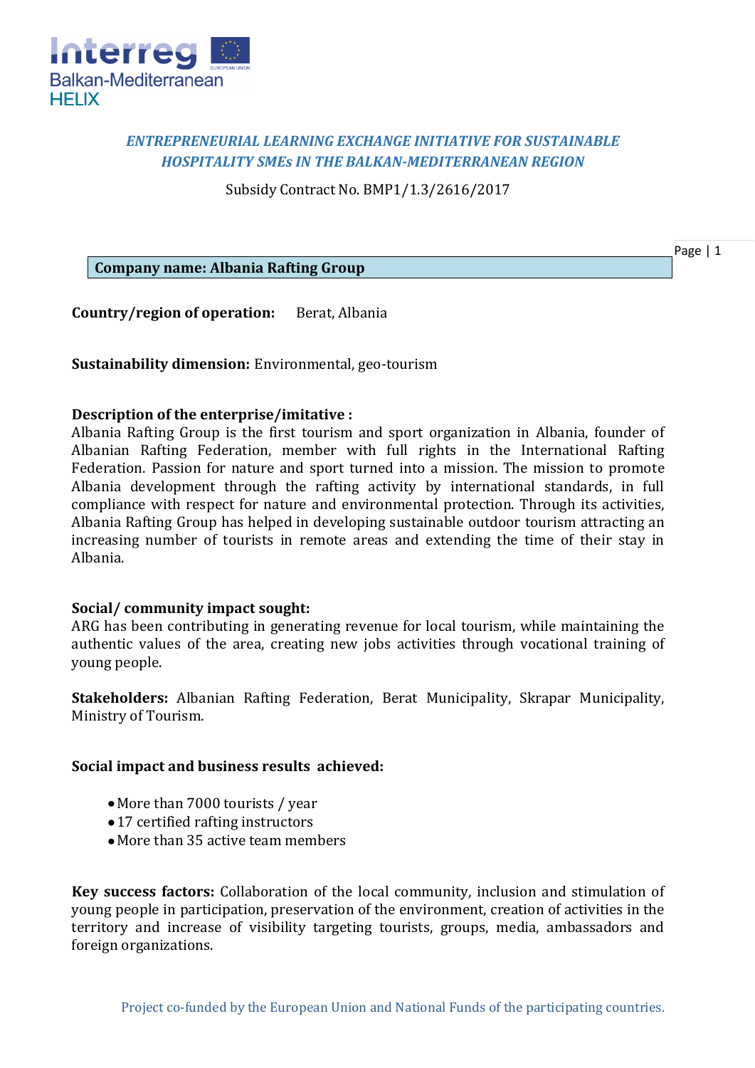Interreg Balkan-Mediterranean HELIX

***ENTREPRENEURIAL LEARNING EXCHANGE INITIATIVE FOR SUSTAINABLE HOSPITALITY SMEs IN THE BALKAN-MEDITERRANEAN REGION***

Subsidy Contract No. BMP1/1.3/2616/2017

**Company name: Albania Rafting Group**

**Country/region of operation:** Berat, Albania

**Sustainability dimension:** Environmental, geo-tourism

**Description of the enterprise/imitative :**
Albania Rafting Group is the first tourism and sport organization in Albania, founder of Albanian Rafting Federation, member with full rights in the International Rafting Federation. Passion for nature and sport turned into a mission. The mission to promote Albania development through the rafting activity by international standards, in full compliance with respect for nature and environmental protection. Through its activities, Albania Rafting Group has helped in developing sustainable outdoor tourism attracting an increasing number of tourists in remote areas and extending the time of their stay in Albania.

**Social/ community impact sought:**
ARG has been contributing in generating revenue for local tourism, while maintaining the authentic values of the area, creating new jobs activities through vocational training of young people.

**Stakeholders:** Albanian Rafting Federation, Berat Municipality, Skrapar Municipality, Ministry of Tourism.

**Social impact and business results achieved:**

- More than 7000 tourists / year
- 17 certified rafting instructors
- More than 35 active team members

**Key success factors:** Collaboration of the local community, inclusion and stimulation of young people in participation, preservation of the environment, creation of activities in the territory and increase of visibility targeting tourists, groups, media, ambassadors and foreign organizations.

Project co-funded by the European Union and National Funds of the participating countries.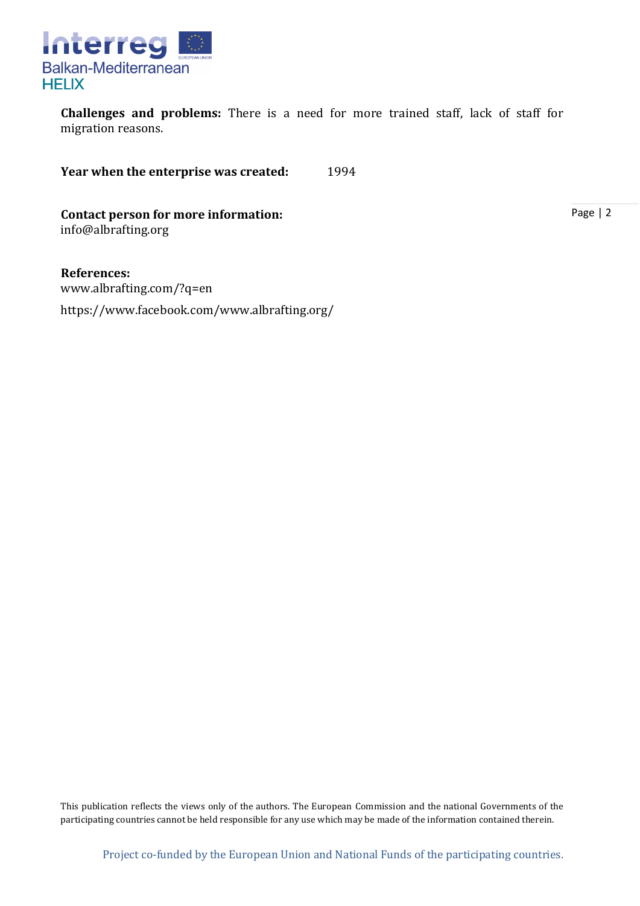**Challenges and problems:** There is a need for more trained staff, lack of staff for migration reasons.

**Year when the enterprise was created:** 1994

**Contact person for more information:**
info@albrafting.org

**References:**
www.albrafting.com/?q=en

https://www.facebook.com/www.albrafting.org/

This publication reflects the views only of the authors. The European Commission and the national Governments of the participating countries cannot be held responsible for any use which may be made of the information contained therein.

Project co-funded by the European Union and National Funds of the participating countries.